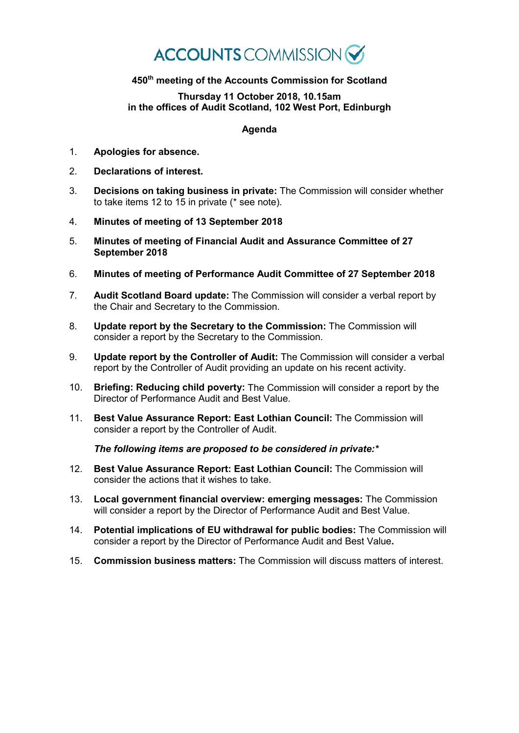ACCOUNTS COMMISSION

**450th meeting of the Accounts Commission for Scotland**

**Thursday 11 October 2018, 10.15am**
**in the offices of Audit Scotland, 102 West Port, Edinburgh**

## Agenda

1. **Apologies for absence.**
2. **Declarations of interest.**
3. **Decisions on taking business in private:** The Commission will consider whether to take items 12 to 15 in private (* see note).
4. **Minutes of meeting of 13 September 2018**
5. **Minutes of meeting of Financial Audit and Assurance Committee of 27 September 2018**
6. **Minutes of meeting of Performance Audit Committee of 27 September 2018**
7. **Audit Scotland Board update:** The Commission will consider a verbal report by the Chair and Secretary to the Commission.
8. **Update report by the Secretary to the Commission:** The Commission will consider a report by the Secretary to the Commission.
9. **Update report by the Controller of Audit:** The Commission will consider a verbal report by the Controller of Audit providing an update on his recent activity.
10. **Briefing: Reducing child poverty:** The Commission will consider a report by the Director of Performance Audit and Best Value.
11. **Best Value Assurance Report: East Lothian Council:** The Commission will consider a report by the Controller of Audit.

***The following items are proposed to be considered in private:****

12. **Best Value Assurance Report: East Lothian Council:** The Commission will consider the actions that it wishes to take.
13. **Local government financial overview: emerging messages:** The Commission will consider a report by the Director of Performance Audit and Best Value.
14. **Potential implications of EU withdrawal for public bodies:** The Commission will consider a report by the Director of Performance Audit and Best Value**.**
15. **Commission business matters:** The Commission will discuss matters of interest.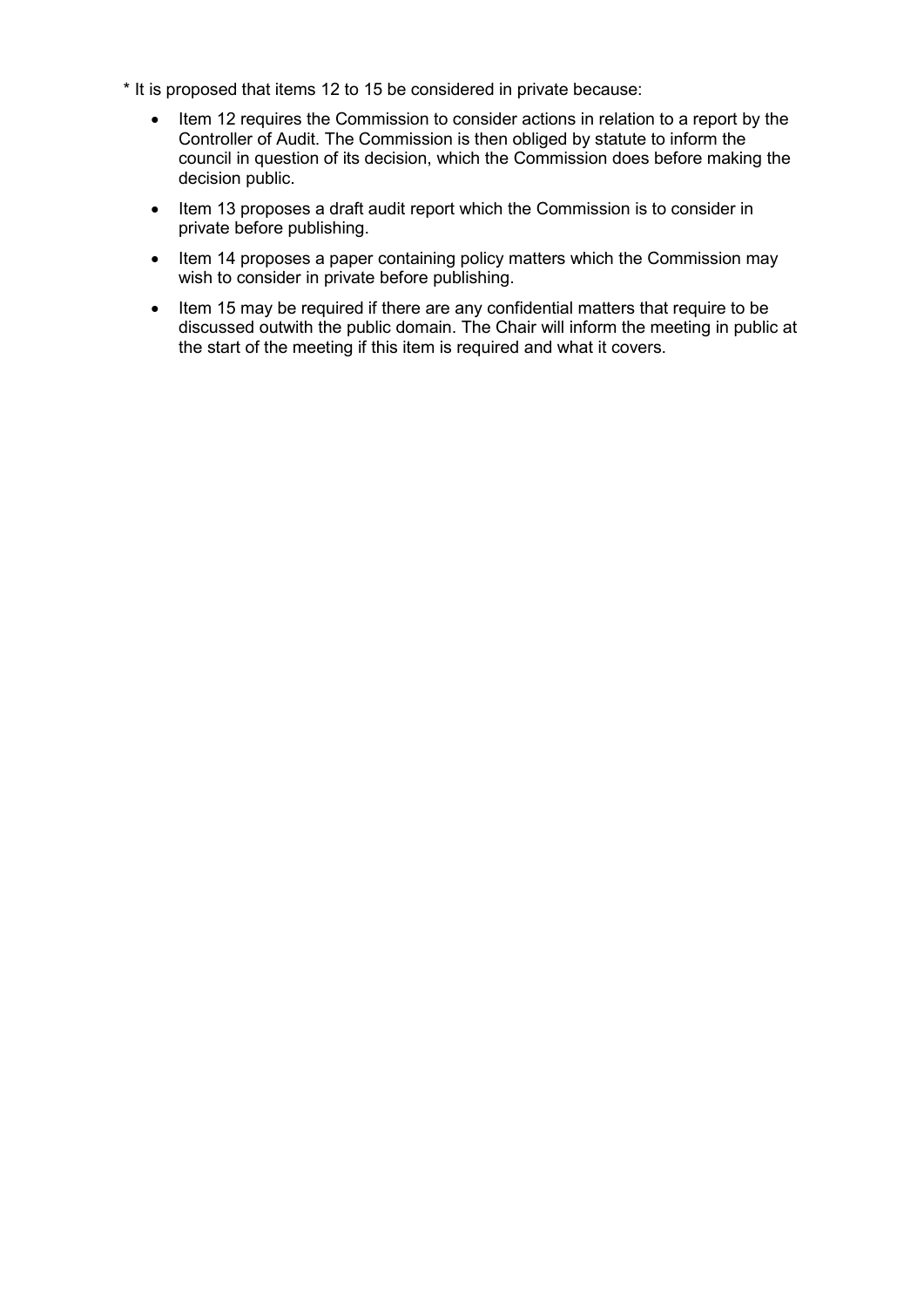* It is proposed that items 12 to 15 be considered in private because:

- Item 12 requires the Commission to consider actions in relation to a report by the Controller of Audit. The Commission is then obliged by statute to inform the council in question of its decision, which the Commission does before making the decision public.
- Item 13 proposes a draft audit report which the Commission is to consider in private before publishing.
- Item 14 proposes a paper containing policy matters which the Commission may wish to consider in private before publishing.
- Item 15 may be required if there are any confidential matters that require to be discussed outwith the public domain. The Chair will inform the meeting in public at the start of the meeting if this item is required and what it covers.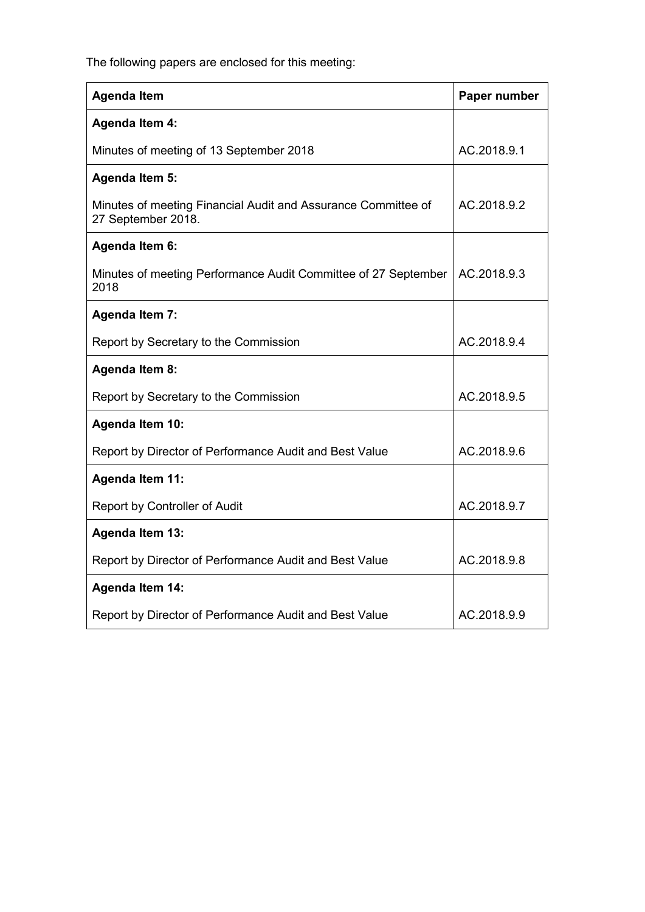The following papers are enclosed for this meeting:

| Agenda Item | Paper number |
|---|---|
| **Agenda Item 4:**<br><br>Minutes of meeting of 13 September 2018 | AC.2018.9.1 |
| **Agenda Item 5:**<br><br>Minutes of meeting Financial Audit and Assurance Committee of 27 September 2018. | AC.2018.9.2 |
| **Agenda Item 6:**<br><br>Minutes of meeting Performance Audit Committee of 27 September 2018 | AC.2018.9.3 |
| **Agenda Item 7:**<br><br>Report by Secretary to the Commission | AC.2018.9.4 |
| **Agenda Item 8:**<br><br>Report by Secretary to the Commission | AC.2018.9.5 |
| **Agenda Item 10:**<br><br>Report by Director of Performance Audit and Best Value | AC.2018.9.6 |
| **Agenda Item 11:**<br><br>Report by Controller of Audit | AC.2018.9.7 |
| **Agenda Item 13:**<br><br>Report by Director of Performance Audit and Best Value | AC.2018.9.8 |
| **Agenda Item 14:**<br><br>Report by Director of Performance Audit and Best Value | AC.2018.9.9 |